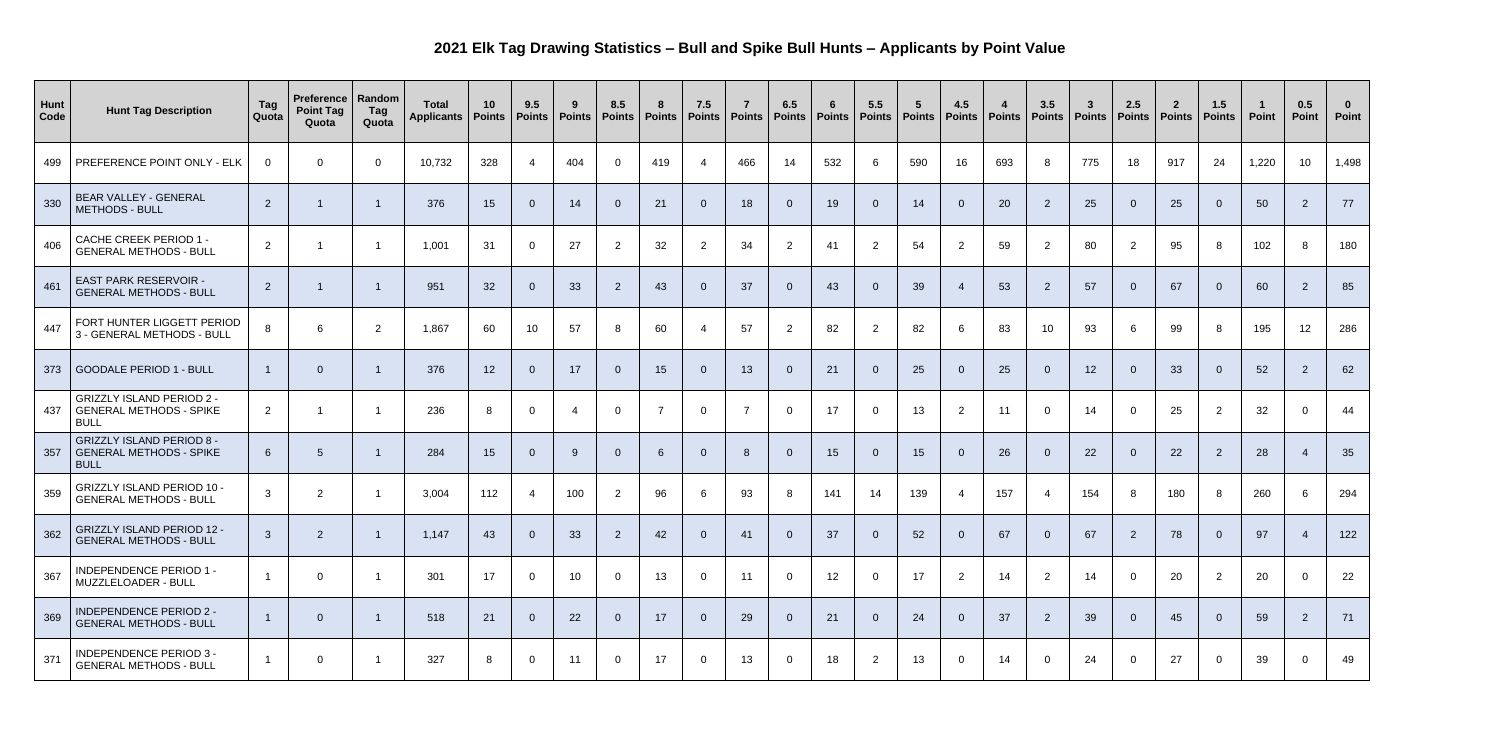# 2021 Elk Tag Drawing Statistics – Bull and Spike Bull Hunts – Applicants by Point Value

| Hunt Code | Hunt Tag Description | Tag Quota | Preference Point Tag Quota | Random Tag Quota | Total Applicants | 10 Points | 9.5 Points | 9 Points | 8.5 Points | 8 Points | 7.5 Points | 7 Points | 6.5 Points | 6 Points | 5.5 Points | 5 Points | 4.5 Points | 4 Points | 3.5 Points | 3 Points | 2.5 Points | 2 Points | 1.5 Points | 1 Point | 0.5 Point | 0 Point |
|---|---|---|---|---|---|---|---|---|---|---|---|---|---|---|---|---|---|---|---|---|---|---|---|---|---|---|
| 499 | PREFERENCE POINT ONLY - ELK | 0 | 0 | 0 | 10,732 | 328 | 4 | 404 | 0 | 419 | 4 | 466 | 14 | 532 | 6 | 590 | 16 | 693 | 8 | 775 | 18 | 917 | 24 | 1,220 | 10 | 1,498 |
| 330 | BEAR VALLEY - GENERAL METHODS - BULL | 2 | 1 | 1 | 376 | 15 | 0 | 14 | 0 | 21 | 0 | 18 | 0 | 19 | 0 | 14 | 0 | 20 | 2 | 25 | 0 | 25 | 0 | 50 | 2 | 77 |
| 406 | CACHE CREEK PERIOD 1 - GENERAL METHODS - BULL | 2 | 1 | 1 | 1,001 | 31 | 0 | 27 | 2 | 32 | 2 | 34 | 2 | 41 | 2 | 54 | 2 | 59 | 2 | 80 | 2 | 95 | 8 | 102 | 8 | 180 |
| 461 | EAST PARK RESERVOIR - GENERAL METHODS - BULL | 2 | 1 | 1 | 951 | 32 | 0 | 33 | 2 | 43 | 0 | 37 | 0 | 43 | 0 | 39 | 4 | 53 | 2 | 57 | 0 | 67 | 0 | 60 | 2 | 85 |
| 447 | FORT HUNTER LIGGETT PERIOD 3 - GENERAL METHODS - BULL | 8 | 6 | 2 | 1,867 | 60 | 10 | 57 | 8 | 60 | 4 | 57 | 2 | 82 | 2 | 82 | 6 | 83 | 10 | 93 | 6 | 99 | 8 | 195 | 12 | 286 |
| 373 | GOODALE PERIOD 1 - BULL | 1 | 0 | 1 | 376 | 12 | 0 | 17 | 0 | 15 | 0 | 13 | 0 | 21 | 0 | 25 | 0 | 25 | 0 | 12 | 0 | 33 | 0 | 52 | 2 | 62 |
| 437 | GRIZZLY ISLAND PERIOD 2 - GENERAL METHODS - SPIKE BULL | 2 | 1 | 1 | 236 | 8 | 0 | 4 | 0 | 7 | 0 | 7 | 0 | 17 | 0 | 13 | 2 | 11 | 0 | 14 | 0 | 25 | 2 | 32 | 0 | 44 |
| 357 | GRIZZLY ISLAND PERIOD 8 - GENERAL METHODS - SPIKE BULL | 6 | 5 | 1 | 284 | 15 | 0 | 9 | 0 | 6 | 0 | 8 | 0 | 15 | 0 | 15 | 0 | 26 | 0 | 22 | 0 | 22 | 2 | 28 | 4 | 35 |
| 359 | GRIZZLY ISLAND PERIOD 10 - GENERAL METHODS - BULL | 3 | 2 | 1 | 3,004 | 112 | 4 | 100 | 2 | 96 | 6 | 93 | 8 | 141 | 14 | 139 | 4 | 157 | 4 | 154 | 8 | 180 | 8 | 260 | 6 | 294 |
| 362 | GRIZZLY ISLAND PERIOD 12 - GENERAL METHODS - BULL | 3 | 2 | 1 | 1,147 | 43 | 0 | 33 | 2 | 42 | 0 | 41 | 0 | 37 | 0 | 52 | 0 | 67 | 0 | 67 | 2 | 78 | 0 | 97 | 4 | 122 |
| 367 | INDEPENDENCE PERIOD 1 - MUZZLELOADER - BULL | 1 | 0 | 1 | 301 | 17 | 0 | 10 | 0 | 13 | 0 | 11 | 0 | 12 | 0 | 17 | 2 | 14 | 2 | 14 | 0 | 20 | 2 | 20 | 0 | 22 |
| 369 | INDEPENDENCE PERIOD 2 - GENERAL METHODS - BULL | 1 | 0 | 1 | 518 | 21 | 0 | 22 | 0 | 17 | 0 | 29 | 0 | 21 | 0 | 24 | 0 | 37 | 2 | 39 | 0 | 45 | 0 | 59 | 2 | 71 |
| 371 | INDEPENDENCE PERIOD 3 - GENERAL METHODS - BULL | 1 | 0 | 1 | 327 | 8 | 0 | 11 | 0 | 17 | 0 | 13 | 0 | 18 | 2 | 13 | 0 | 14 | 0 | 24 | 0 | 27 | 0 | 39 | 0 | 49 |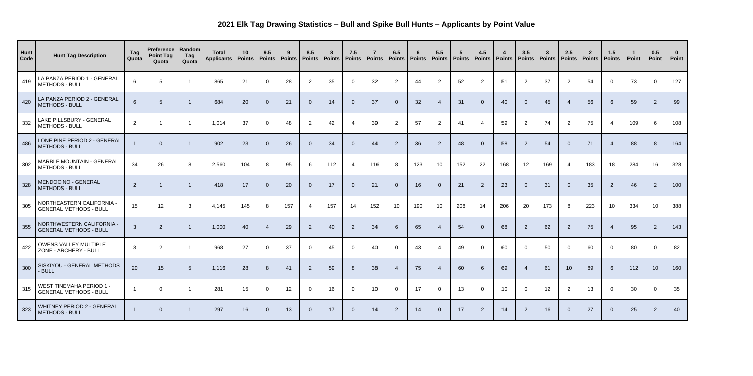# 2021 Elk Tag Drawing Statistics – Bull and Spike Bull Hunts – Applicants by Point Value

| Hunt Code | Hunt Tag Description | Tag Quota | Preference Point Tag Quota | Random Tag Quota | Total Applicants | 10 Points | 9.5 Points | 9 Points | 8.5 Points | 8 Points | 7.5 Points | 7 Points | 6.5 Points | 6 Points | 5.5 Points | 5 Points | 4.5 Points | 4 Points | 3.5 Points | 3 Points | 2.5 Points | 2 Points | 1.5 Points | 1 Point | 0.5 Point | 0 Point |
|---|---|---|---|---|---|---|---|---|---|---|---|---|---|---|---|---|---|---|---|---|---|---|---|---|---|---|
| 419 | LA PANZA PERIOD 1 - GENERAL METHODS - BULL | 6 | 5 | 1 | 865 | 21 | 0 | 28 | 2 | 35 | 0 | 32 | 2 | 44 | 2 | 52 | 2 | 51 | 2 | 37 | 2 | 54 | 0 | 73 | 0 | 127 |
| 420 | LA PANZA PERIOD 2 - GENERAL METHODS - BULL | 6 | 5 | 1 | 684 | 20 | 0 | 21 | 0 | 14 | 0 | 37 | 0 | 32 | 4 | 31 | 0 | 40 | 0 | 45 | 4 | 56 | 6 | 59 | 2 | 99 |
| 332 | LAKE PILLSBURY - GENERAL METHODS - BULL | 2 | 1 | 1 | 1,014 | 37 | 0 | 48 | 2 | 42 | 4 | 39 | 2 | 57 | 2 | 41 | 4 | 59 | 2 | 74 | 2 | 75 | 4 | 109 | 6 | 108 |
| 486 | LONE PINE PERIOD 2 - GENERAL METHODS - BULL | 1 | 0 | 1 | 902 | 23 | 0 | 26 | 0 | 34 | 0 | 44 | 2 | 36 | 2 | 48 | 0 | 58 | 2 | 54 | 0 | 71 | 4 | 88 | 8 | 164 |
| 302 | MARBLE MOUNTAIN - GENERAL METHODS - BULL | 34 | 26 | 8 | 2,560 | 104 | 8 | 95 | 6 | 112 | 4 | 116 | 8 | 123 | 10 | 152 | 22 | 168 | 12 | 169 | 4 | 183 | 18 | 284 | 16 | 328 |
| 328 | MENDOCINO - GENERAL METHODS - BULL | 2 | 1 | 1 | 418 | 17 | 0 | 20 | 0 | 17 | 0 | 21 | 0 | 16 | 0 | 21 | 2 | 23 | 0 | 31 | 0 | 35 | 2 | 46 | 2 | 100 |
| 305 | NORTHEASTERN CALIFORNIA - GENERAL METHODS - BULL | 15 | 12 | 3 | 4,145 | 145 | 8 | 157 | 4 | 157 | 14 | 152 | 10 | 190 | 10 | 208 | 14 | 206 | 20 | 173 | 8 | 223 | 10 | 334 | 10 | 388 |
| 355 | NORTHWESTERN CALIFORNIA - GENERAL METHODS - BULL | 3 | 2 | 1 | 1,000 | 40 | 4 | 29 | 2 | 40 | 2 | 34 | 6 | 65 | 4 | 54 | 0 | 68 | 2 | 62 | 2 | 75 | 4 | 95 | 2 | 143 |
| 422 | OWENS VALLEY MULTIPLE ZONE - ARCHERY - BULL | 3 | 2 | 1 | 968 | 27 | 0 | 37 | 0 | 45 | 0 | 40 | 0 | 43 | 4 | 49 | 0 | 60 | 0 | 50 | 0 | 60 | 0 | 80 | 0 | 82 |
| 300 | SISKIYOU - GENERAL METHODS - BULL | 20 | 15 | 5 | 1,116 | 28 | 8 | 41 | 2 | 59 | 8 | 38 | 4 | 75 | 4 | 60 | 6 | 69 | 4 | 61 | 10 | 89 | 6 | 112 | 10 | 160 |
| 315 | WEST TINEMAHA PERIOD 1 - GENERAL METHODS - BULL | 1 | 0 | 1 | 281 | 15 | 0 | 12 | 0 | 16 | 0 | 10 | 0 | 17 | 0 | 13 | 0 | 10 | 0 | 12 | 2 | 13 | 0 | 30 | 0 | 35 |
| 323 | WHITNEY PERIOD 2 - GENERAL METHODS - BULL | 1 | 0 | 1 | 297 | 16 | 0 | 13 | 0 | 17 | 0 | 14 | 2 | 14 | 0 | 17 | 2 | 14 | 2 | 16 | 0 | 27 | 0 | 25 | 2 | 40 |